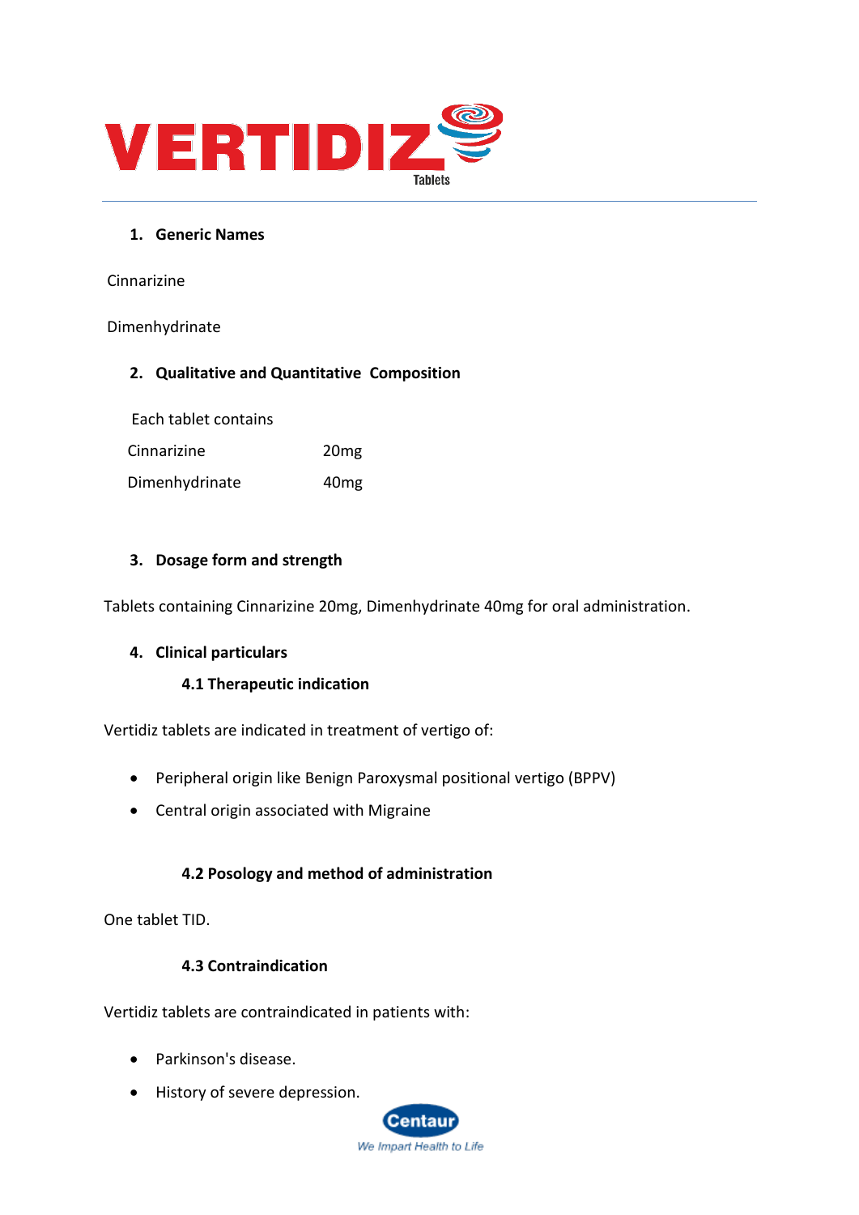# VERTIDIZ Tablets

## 1. Generic Names

Cinnarizine

Dimenhydrinate

## 2. Qualitative and Quantitative Composition

Each tablet contains

| | |
|---|---|
| Cinnarizine | 20mg |
| Dimenhydrinate | 40mg |

## 3. Dosage form and strength

Tablets containing Cinnarizine 20mg, Dimenhydrinate 40mg for oral administration.

## 4. Clinical particulars

### 4.1 Therapeutic indication

Vertidiz tablets are indicated in treatment of vertigo of:

- Peripheral origin like Benign Paroxysmal positional vertigo (BPPV)
- Central origin associated with Migraine

### 4.2 Posology and method of administration

One tablet TID.

### 4.3 Contraindication

Vertidiz tablets are contraindicated in patients with:

- Parkinson's disease.
- History of severe depression.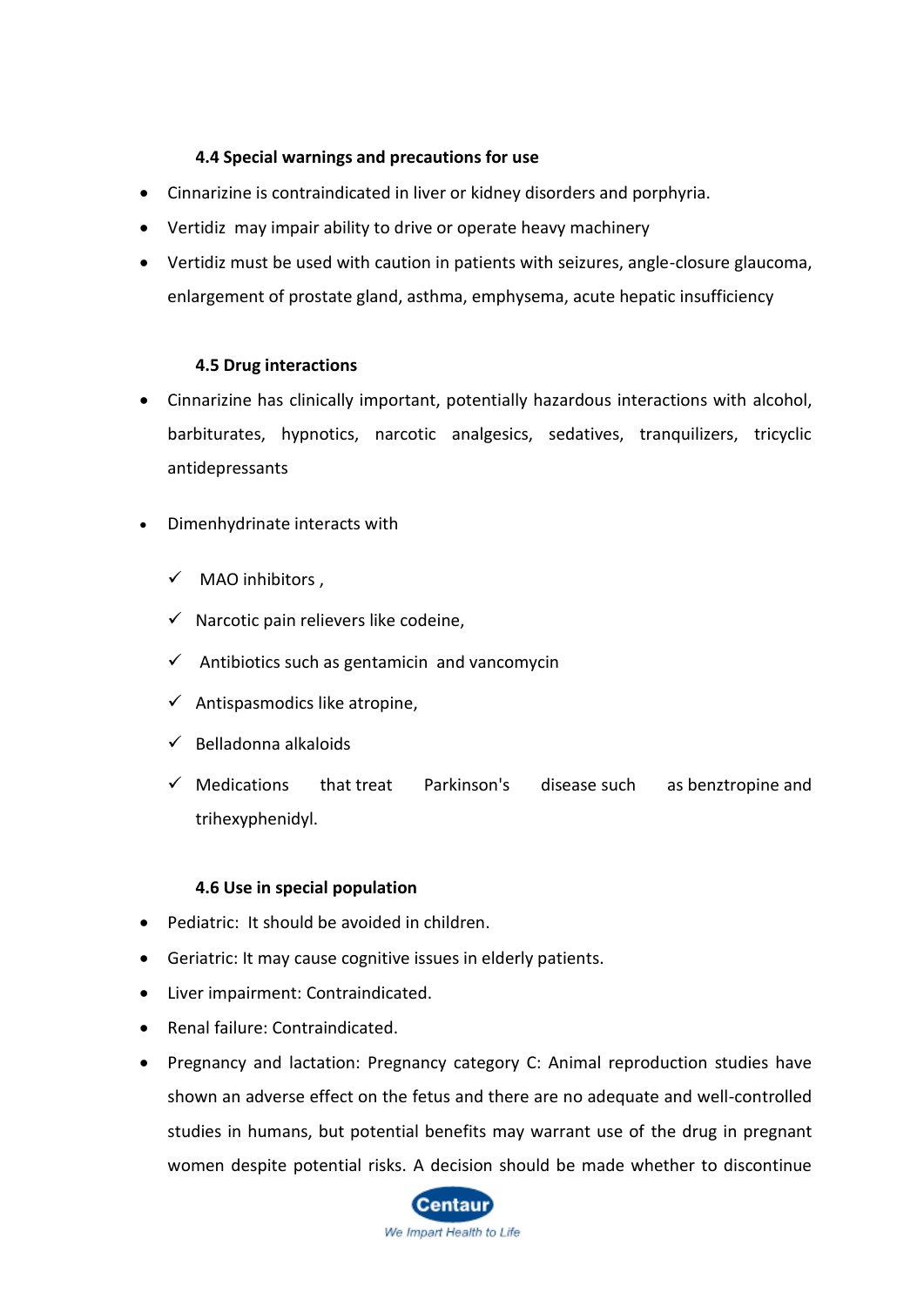### 4.4 Special warnings and precautions for use

- Cinnarizine is contraindicated in liver or kidney disorders and porphyria.
- Vertidiz may impair ability to drive or operate heavy machinery
- Vertidiz must be used with caution in patients with seizures, angle-closure glaucoma, enlargement of prostate gland, asthma, emphysema, acute hepatic insufficiency

### 4.5 Drug interactions

- Cinnarizine has clinically important, potentially hazardous interactions with alcohol, barbiturates, hypnotics, narcotic analgesics, sedatives, tranquilizers, tricyclic antidepressants

- Dimenhydrinate interacts with

  - ✓ MAO inhibitors ,
  - ✓ Narcotic pain relievers like codeine,
  - ✓ Antibiotics such as gentamicin and vancomycin
  - ✓ Antispasmodics like atropine,
  - ✓ Belladonna alkaloids
  - ✓ Medications that treat Parkinson's disease such as benztropine and trihexyphenidyl.

### 4.6 Use in special population

- Pediatric: It should be avoided in children.
- Geriatric: It may cause cognitive issues in elderly patients.
- Liver impairment: Contraindicated.
- Renal failure: Contraindicated.
- Pregnancy and lactation: Pregnancy category C: Animal reproduction studies have shown an adverse effect on the fetus and there are no adequate and well-controlled studies in humans, but potential benefits may warrant use of the drug in pregnant women despite potential risks. A decision should be made whether to discontinue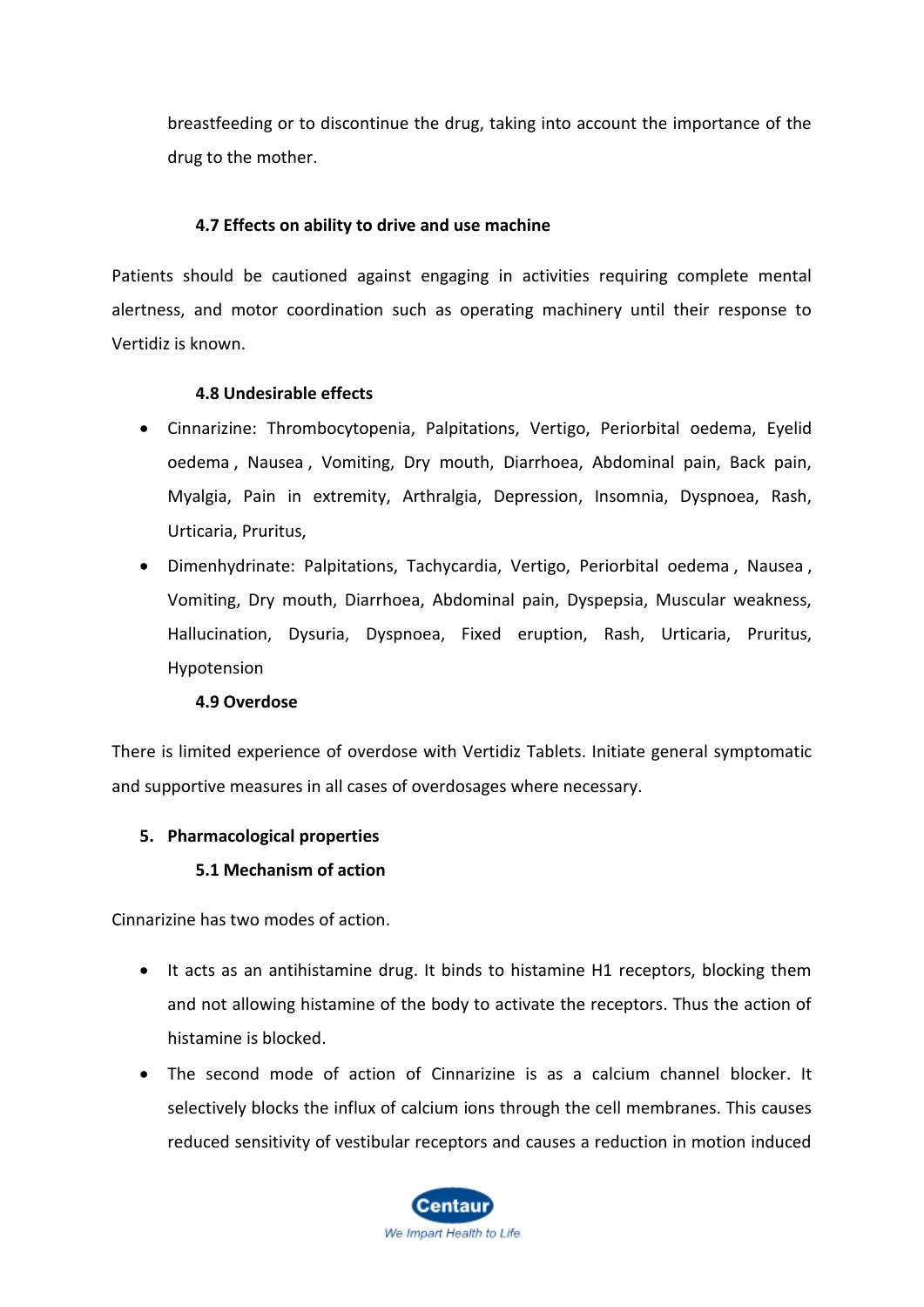breastfeeding or to discontinue the drug, taking into account the importance of the drug to the mother.

### 4.7 Effects on ability to drive and use machine

Patients should be cautioned against engaging in activities requiring complete mental alertness, and motor coordination such as operating machinery until their response to Vertidiz is known.

### 4.8 Undesirable effects

- Cinnarizine: Thrombocytopenia, Palpitations, Vertigo, Periorbital oedema, Eyelid oedema , Nausea , Vomiting, Dry mouth, Diarrhoea, Abdominal pain, Back pain, Myalgia, Pain in extremity, Arthralgia, Depression, Insomnia, Dyspnoea, Rash, Urticaria, Pruritus,
- Dimenhydrinate: Palpitations, Tachycardia, Vertigo, Periorbital oedema , Nausea , Vomiting, Dry mouth, Diarrhoea, Abdominal pain, Dyspepsia, Muscular weakness, Hallucination, Dysuria, Dyspnoea, Fixed eruption, Rash, Urticaria, Pruritus, Hypotension

### 4.9 Overdose

There is limited experience of overdose with Vertidiz Tablets. Initiate general symptomatic and supportive measures in all cases of overdosages where necessary.

## 5. Pharmacological properties

### 5.1 Mechanism of action

Cinnarizine has two modes of action.

- It acts as an antihistamine drug. It binds to histamine H1 receptors, blocking them and not allowing histamine of the body to activate the receptors. Thus the action of histamine is blocked.
- The second mode of action of Cinnarizine is as a calcium channel blocker. It selectively blocks the influx of calcium ions through the cell membranes. This causes reduced sensitivity of vestibular receptors and causes a reduction in motion induced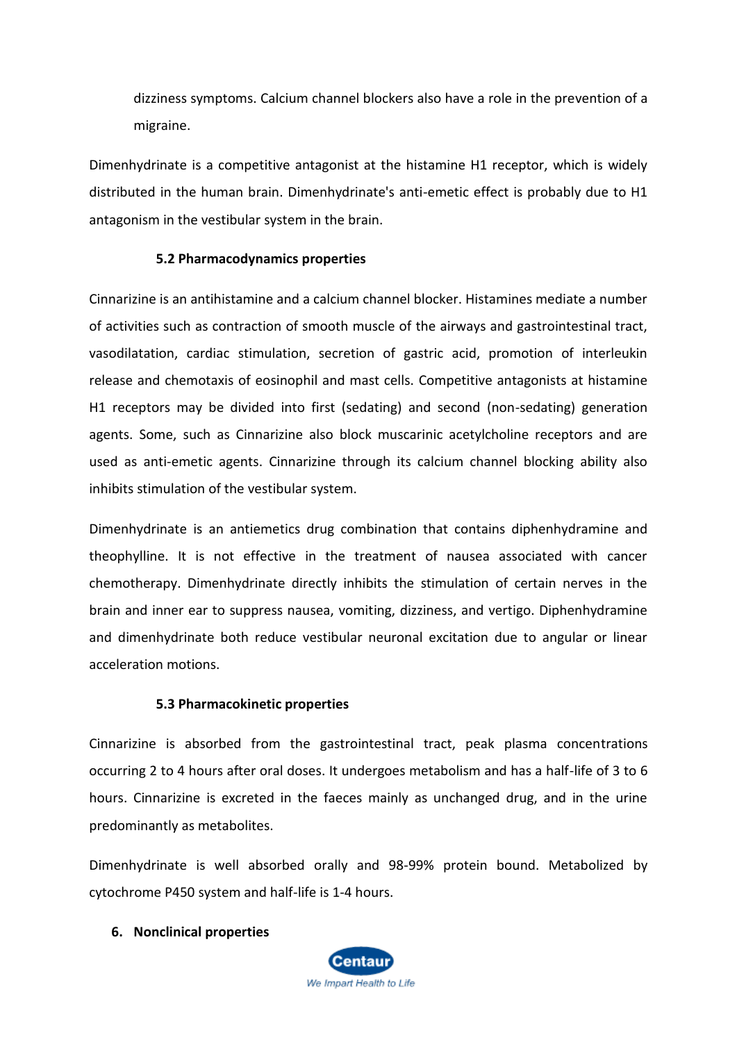dizziness symptoms. Calcium channel blockers also have a role in the prevention of a migraine.

Dimenhydrinate is a competitive antagonist at the histamine H1 receptor, which is widely distributed in the human brain. Dimenhydrinate's anti-emetic effect is probably due to H1 antagonism in the vestibular system in the brain.

### 5.2 Pharmacodynamics properties

Cinnarizine is an antihistamine and a calcium channel blocker. Histamines mediate a number of activities such as contraction of smooth muscle of the airways and gastrointestinal tract, vasodilatation, cardiac stimulation, secretion of gastric acid, promotion of interleukin release and chemotaxis of eosinophil and mast cells. Competitive antagonists at histamine H1 receptors may be divided into first (sedating) and second (non-sedating) generation agents. Some, such as Cinnarizine also block muscarinic acetylcholine receptors and are used as anti-emetic agents. Cinnarizine through its calcium channel blocking ability also inhibits stimulation of the vestibular system.

Dimenhydrinate is an antiemetics drug combination that contains diphenhydramine and theophylline. It is not effective in the treatment of nausea associated with cancer chemotherapy. Dimenhydrinate directly inhibits the stimulation of certain nerves in the brain and inner ear to suppress nausea, vomiting, dizziness, and vertigo. Diphenhydramine and dimenhydrinate both reduce vestibular neuronal excitation due to angular or linear acceleration motions.

### 5.3 Pharmacokinetic properties

Cinnarizine is absorbed from the gastrointestinal tract, peak plasma concentrations occurring 2 to 4 hours after oral doses. It undergoes metabolism and has a half-life of 3 to 6 hours. Cinnarizine is excreted in the faeces mainly as unchanged drug, and in the urine predominantly as metabolites.

Dimenhydrinate is well absorbed orally and 98-99% protein bound. Metabolized by cytochrome P450 system and half-life is 1-4 hours.

## 6. Nonclinical properties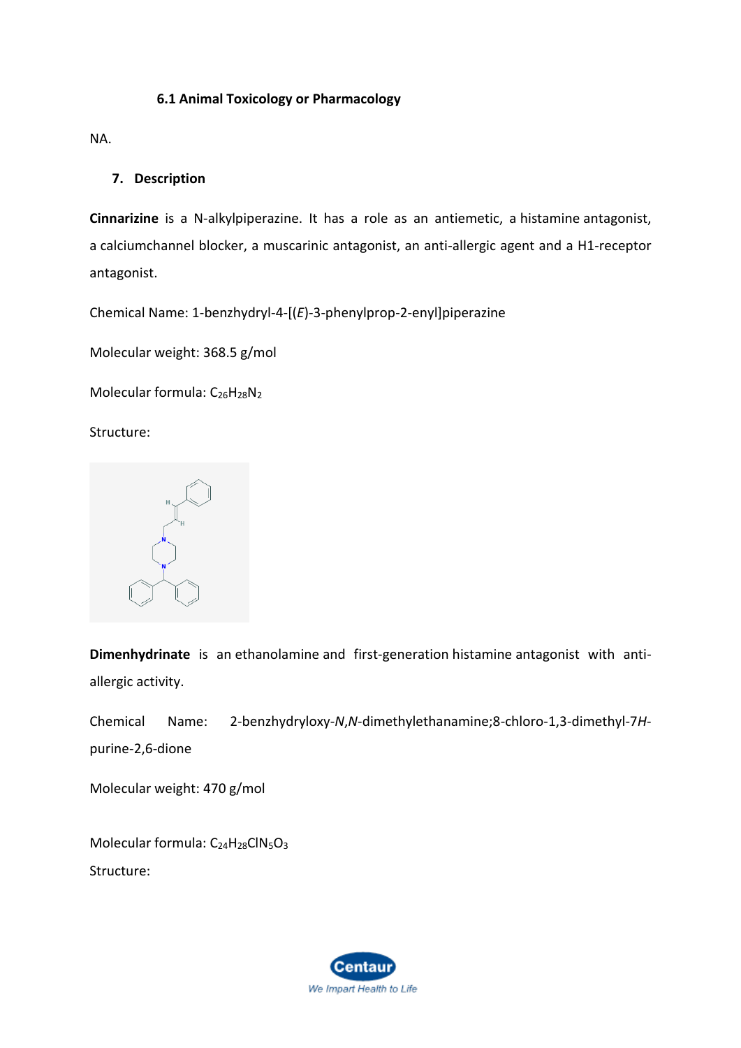### 6.1 Animal Toxicology or Pharmacology

NA.

## 7. Description

**Cinnarizine** is a N-alkylpiperazine. It has a role as an antiemetic, a histamine antagonist, a calciumchannel blocker, a muscarinic antagonist, an anti-allergic agent and a H1-receptor antagonist.

Chemical Name: 1-benzhydryl-4-[(*E*)-3-phenylprop-2-enyl]piperazine

Molecular weight: 368.5 g/mol

Molecular formula: $C_{26}H_{28}N_2$

Structure:

**Dimenhydrinate** is an ethanolamine and first-generation histamine antagonist with anti-allergic activity.

Chemical Name: 2-benzhydryloxy-*N*,*N*-dimethylethanamine;8-chloro-1,3-dimethyl-7*H*-purine-2,6-dione

Molecular weight: 470 g/mol

Molecular formula: $C_{24}H_{28}ClN_5O_3$

Structure: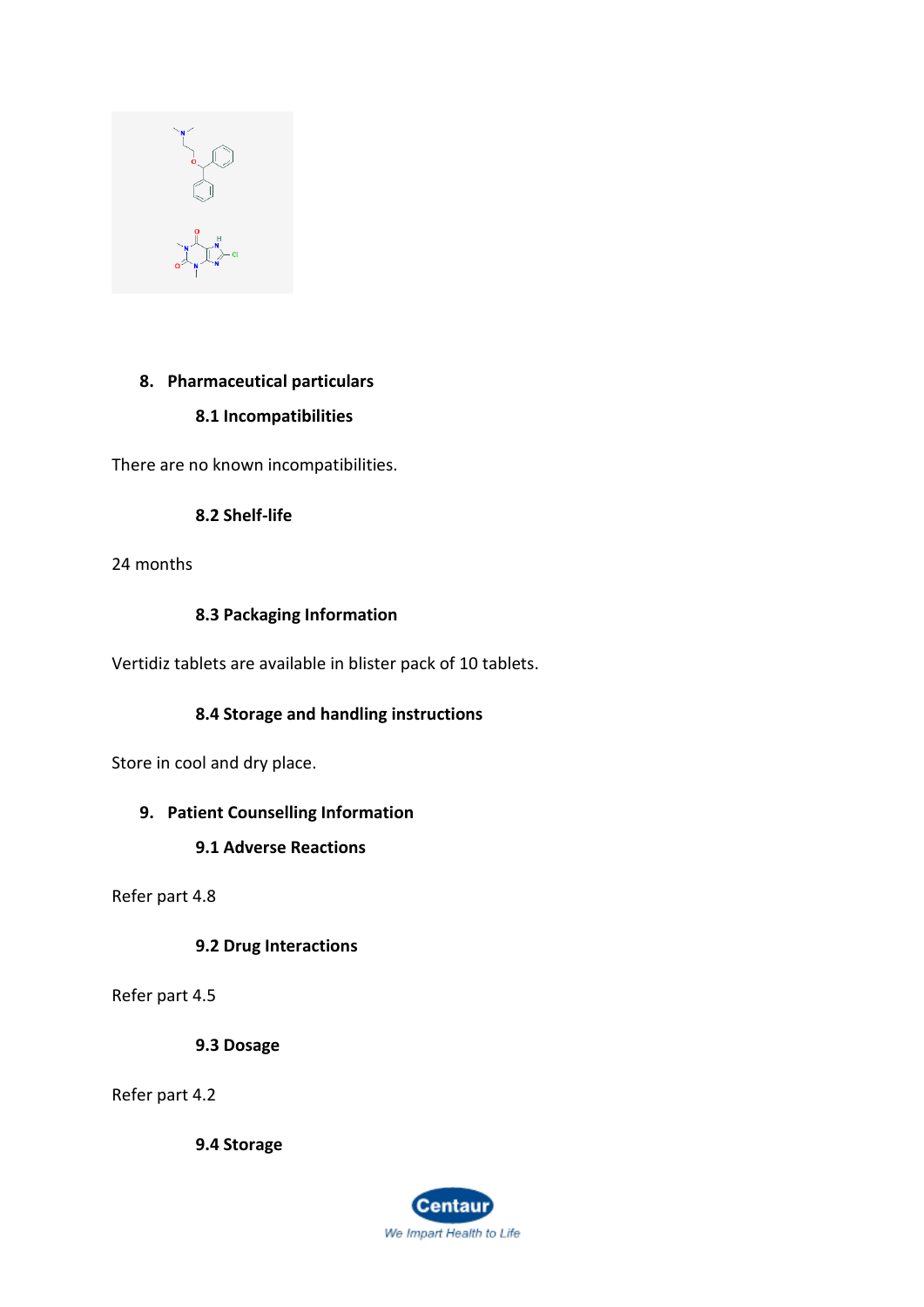## 8. Pharmaceutical particulars

### 8.1 Incompatibilities

There are no known incompatibilities.

### 8.2 Shelf-life

24 months

### 8.3 Packaging Information

Vertidiz tablets are available in blister pack of 10 tablets.

### 8.4 Storage and handling instructions

Store in cool and dry place.

## 9. Patient Counselling Information

### 9.1 Adverse Reactions

Refer part 4.8

### 9.2 Drug Interactions

Refer part 4.5

### 9.3 Dosage

Refer part 4.2

### 9.4 Storage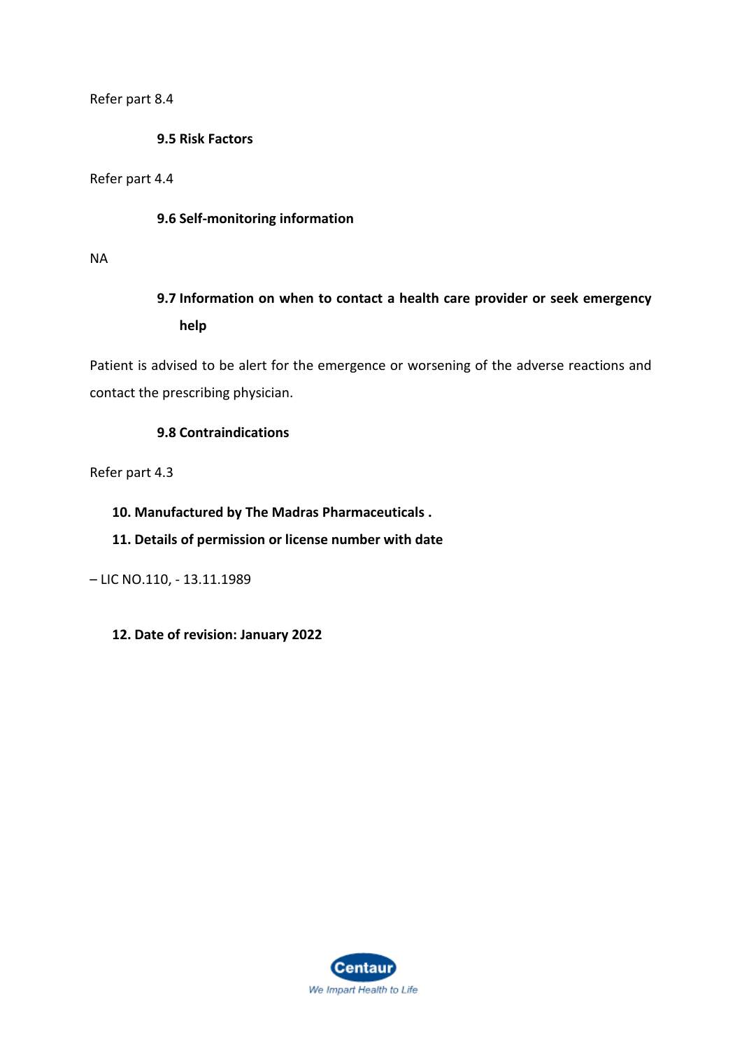Refer part 8.4

### 9.5 Risk Factors

Refer part 4.4

### 9.6 Self-monitoring information

NA

### 9.7 Information on when to contact a health care provider or seek emergency help

Patient is advised to be alert for the emergence or worsening of the adverse reactions and contact the prescribing physician.

### 9.8 Contraindications

Refer part 4.3

## 10. Manufactured by The Madras Pharmaceuticals .

## 11. Details of permission or license number with date

– LIC NO.110, - 13.11.1989

## 12. Date of revision: January 2022

Centaur
We Impart Health to Life